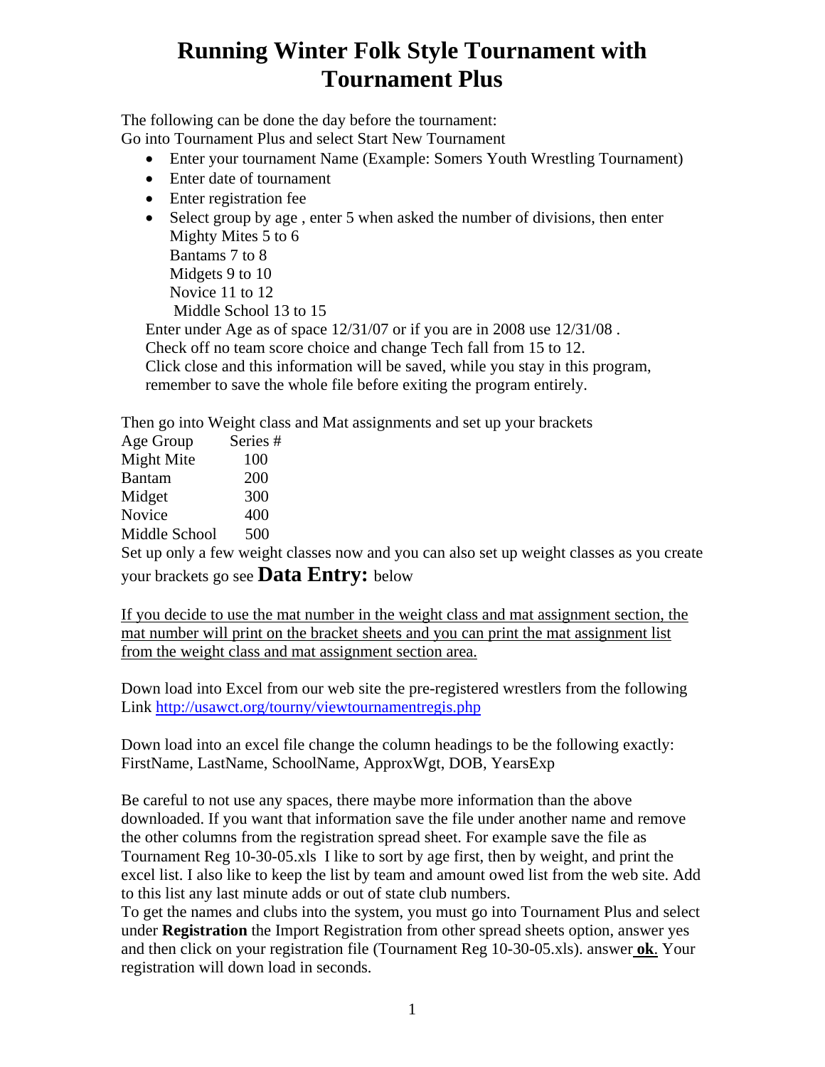# Running Winter Folk Style Tournament with Tournament Plus

The following can be done the day before the tournament:
Go into Tournament Plus and select Start New Tournament

- Enter your tournament Name (Example: Somers Youth Wrestling Tournament)
- Enter date of tournament
- Enter registration fee
- Select group by age , enter 5 when asked the number of divisions, then enter
  Mighty Mites 5 to 6
  Bantams 7 to 8
  Midgets 9 to 10
  Novice 11 to 12
  Middle School 13 to 15

Enter under Age as of space 12/31/07 or if you are in 2008 use 12/31/08 .
Check off no team score choice and change Tech fall from 15 to 12.
Click close and this information will be saved, while you stay in this program, remember to save the whole file before exiting the program entirely.

Then go into Weight class and Mat assignments and set up your brackets

| Age Group | Series # |
|---|---|
| Might Mite | 100 |
| Bantam | 200 |
| Midget | 300 |
| Novice | 400 |
| Middle School | 500 |

Set up only a few weight classes now and you can also set up weight classes as you create your brackets go see **Data Entry:** below

<u>If you decide to use the mat number in the weight class and mat assignment section, the mat number will print on the bracket sheets and you can print the mat assignment list from the weight class and mat assignment section area.</u>

Down load into Excel from our web site the pre-registered wrestlers from the following Link http://usawct.org/tourny/viewtournamentregis.php

Down load into an excel file change the column headings to be the following exactly: FirstName, LastName, SchoolName, ApproxWgt, DOB, YearsExp

Be careful to not use any spaces, there maybe more information than the above downloaded. If you want that information save the file under another name and remove the other columns from the registration spread sheet. For example save the file as Tournament Reg 10-30-05.xls I like to sort by age first, then by weight, and print the excel list. I also like to keep the list by team and amount owed list from the web site. Add to this list any last minute adds or out of state club numbers.
To get the names and clubs into the system, you must go into Tournament Plus and select under **Registration** the Import Registration from other spread sheets option, answer yes and then click on your registration file (Tournament Reg 10-30-05.xls). answer **ok**. Your registration will down load in seconds.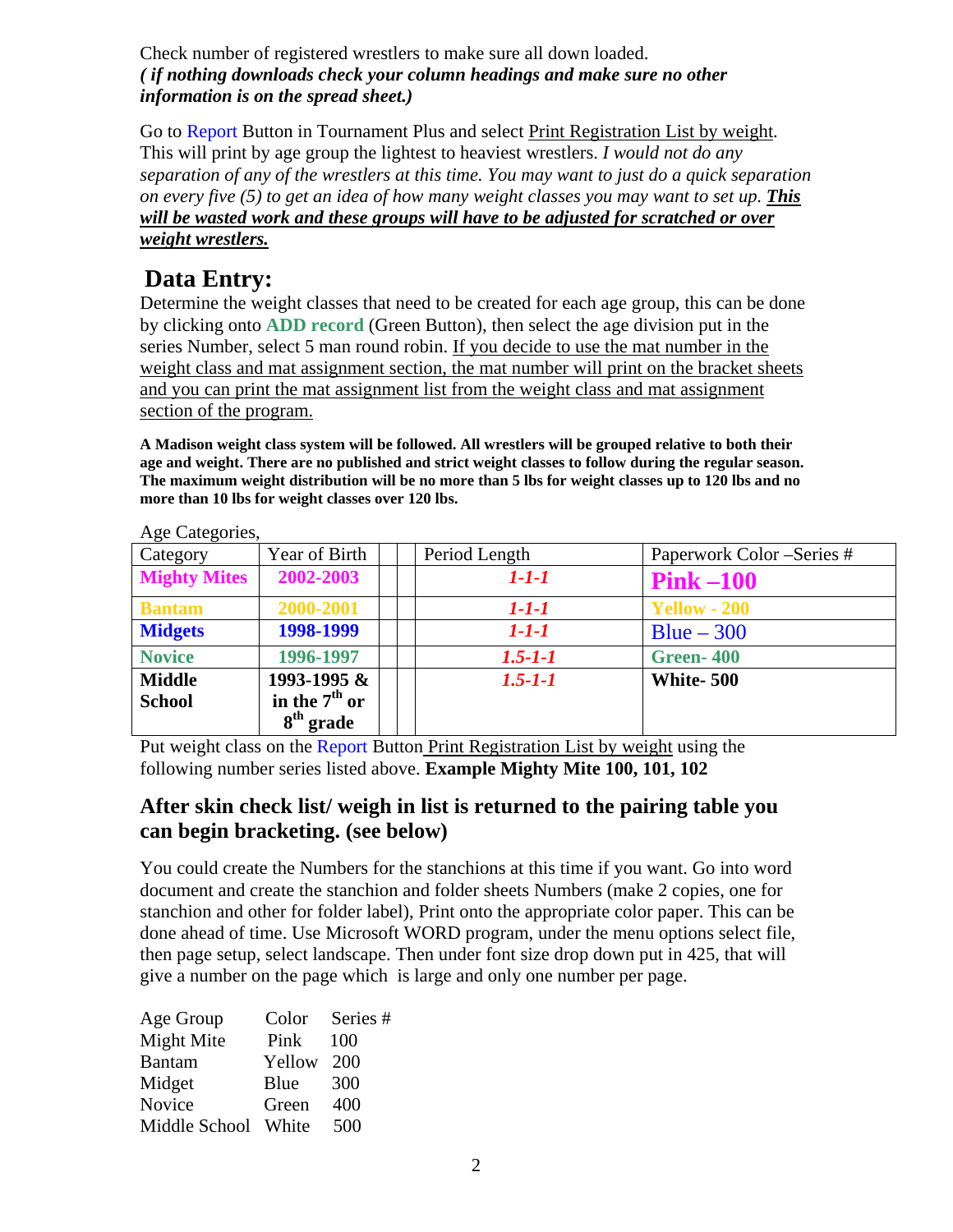Check number of registered wrestlers to make sure all down loaded.
***( if nothing downloads check your column headings and make sure no other information is on the spread sheet.)***

Go to Report Button in Tournament Plus and select Print Registration List by weight. This will print by age group the lightest to heaviest wrestlers. *I would not do any separation of any of the wrestlers at this time. You may want to just do a quick separation on every five (5) to get an idea of how many weight classes you may want to set up.* ***This will be wasted work and these groups will have to be adjusted for scratched or over weight wrestlers.***

## Data Entry:

Determine the weight classes that need to be created for each age group, this can be done by clicking onto **ADD record** (Green Button), then select the age division put in the series Number, select 5 man round robin. If you decide to use the mat number in the weight class and mat assignment section, the mat number will print on the bracket sheets and you can print the mat assignment list from the weight class and mat assignment section of the program.

**A Madison weight class system will be followed. All wrestlers will be grouped relative to both their age and weight. There are no published and strict weight classes to follow during the regular season. The maximum weight distribution will be no more than 5 lbs for weight classes up to 120 lbs and no more than 10 lbs for weight classes over 120 lbs.**

Age Categories,

| Category | Year of Birth | | | Period Length | Paperwork Color –Series # |
|---|---|---|---|---|---|
| **Mighty Mites** | **2002-2003** | | | ***1-1-1*** | **Pink –100** |
| **Bantam** | **2000-2001** | | | ***1-1-1*** | **Yellow - 200** |
| **Midgets** | **1998-1999** | | | ***1-1-1*** | Blue – 300 |
| **Novice** | **1996-1997** | | | ***1.5-1-1*** | **Green- 400** |
| **Middle School** | **1993-1995 & in the 7th or 8th grade** | | | ***1.5-1-1*** | **White- 500** |

Put weight class on the Report Button Print Registration List by weight using the following number series listed above. **Example Mighty Mite 100, 101, 102**

### After skin check list/ weigh in list is returned to the pairing table you can begin bracketing. (see below)

You could create the Numbers for the stanchions at this time if you want. Go into word document and create the stanchion and folder sheets Numbers (make 2 copies, one for stanchion and other for folder label), Print onto the appropriate color paper. This can be done ahead of time. Use Microsoft WORD program, under the menu options select file, then page setup, select landscape. Then under font size drop down put in 425, that will give a number on the page which is large and only one number per page.

| Age Group | Color | Series # |
|---|---|---|
| Might Mite | Pink | 100 |
| Bantam | Yellow | 200 |
| Midget | Blue | 300 |
| Novice | Green | 400 |
| Middle School | White | 500 |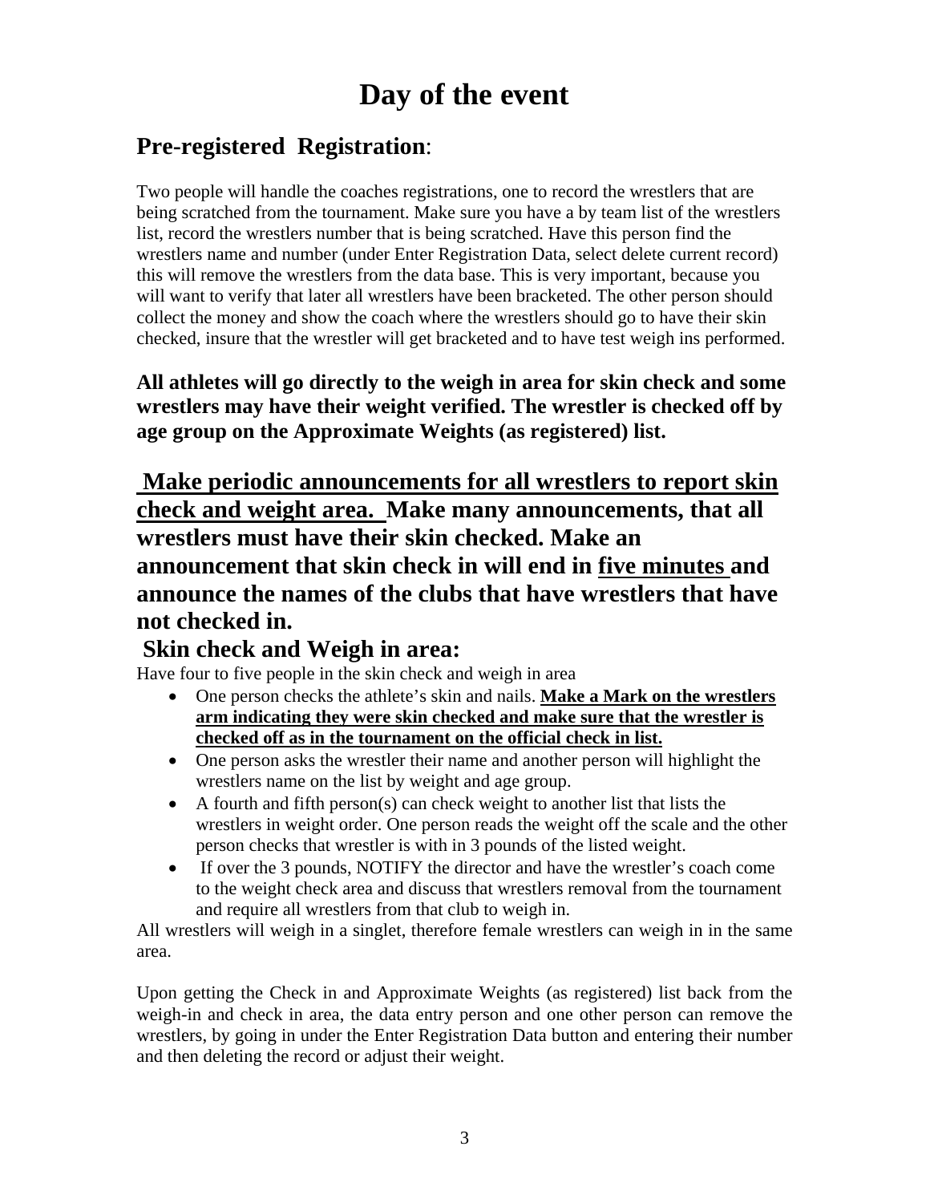# Day of the event

## Pre-registered Registration:

Two people will handle the coaches registrations, one to record the wrestlers that are being scratched from the tournament. Make sure you have a by team list of the wrestlers list, record the wrestlers number that is being scratched. Have this person find the wrestlers name and number (under Enter Registration Data, select delete current record) this will remove the wrestlers from the data base. This is very important, because you will want to verify that later all wrestlers have been bracketed. The other person should collect the money and show the coach where the wrestlers should go to have their skin checked, insure that the wrestler will get bracketed and to have test weigh ins performed.

**All athletes will go directly to the weigh in area for skin check and some wrestlers may have their weight verified. The wrestler is checked off by age group on the Approximate Weights (as registered) list.**

### <u>Make periodic announcements for all wrestlers to report skin check and weight area.</u> Make many announcements, that all wrestlers must have their skin checked. Make an announcement that skin check in will end in <u>five minutes</u> and announce the names of the clubs that have wrestlers that have not checked in.

## Skin check and Weigh in area:

Have four to five people in the skin check and weigh in area

- One person checks the athlete's skin and nails. **<u>Make a Mark on the wrestlers arm indicating they were skin checked and make sure that the wrestler is checked off as in the tournament on the official check in list.</u>**
- One person asks the wrestler their name and another person will highlight the wrestlers name on the list by weight and age group.
- A fourth and fifth person(s) can check weight to another list that lists the wrestlers in weight order. One person reads the weight off the scale and the other person checks that wrestler is with in 3 pounds of the listed weight.
- If over the 3 pounds, NOTIFY the director and have the wrestler's coach come to the weight check area and discuss that wrestlers removal from the tournament and require all wrestlers from that club to weigh in.

All wrestlers will weigh in a singlet, therefore female wrestlers can weigh in in the same area.

Upon getting the Check in and Approximate Weights (as registered) list back from the weigh-in and check in area, the data entry person and one other person can remove the wrestlers, by going in under the Enter Registration Data button and entering their number and then deleting the record or adjust their weight.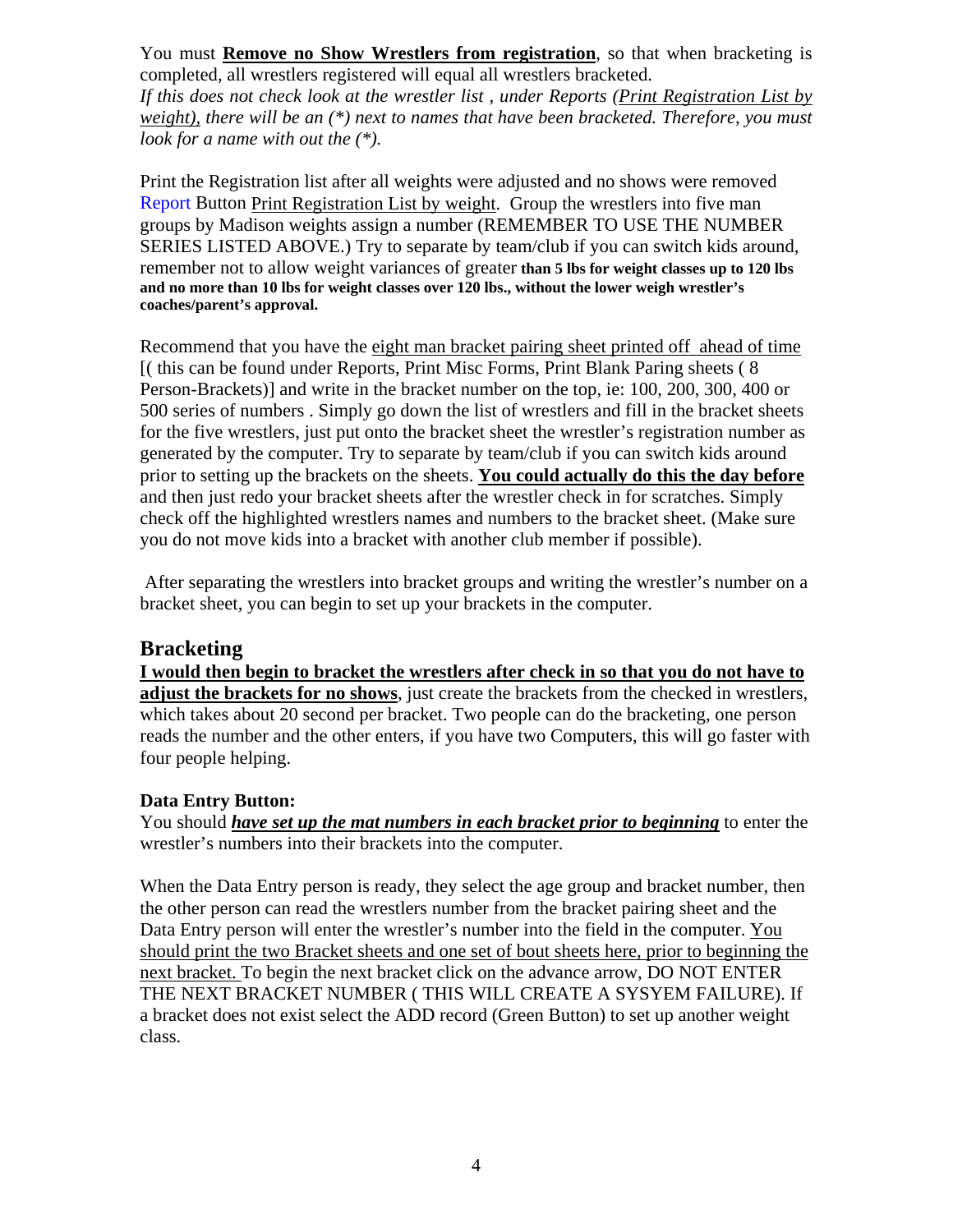You must **<u>Remove no Show Wrestlers from registration</u>**, so that when bracketing is completed, all wrestlers registered will equal all wrestlers bracketed.
*If this does not check look at the wrestler list , under Reports (<u>Print Registration List by weight),</u> there will be an (*) next to names that have been bracketed. Therefore, you must look for a name with out the (*).*

Print the Registration list after all weights were adjusted and no shows were removed Report Button <u>Print Registration List by weight</u>. Group the wrestlers into five man groups by Madison weights assign a number (REMEMBER TO USE THE NUMBER SERIES LISTED ABOVE.) Try to separate by team/club if you can switch kids around, remember not to allow weight variances of greater **than 5 lbs for weight classes up to 120 lbs and no more than 10 lbs for weight classes over 120 lbs., without the lower weigh wrestler's coaches/parent's approval.**

Recommend that you have the <u>eight man bracket pairing sheet printed off ahead of time</u> [( this can be found under Reports, Print Misc Forms, Print Blank Paring sheets ( 8 Person-Brackets)] and write in the bracket number on the top, ie: 100, 200, 300, 400 or 500 series of numbers . Simply go down the list of wrestlers and fill in the bracket sheets for the five wrestlers, just put onto the bracket sheet the wrestler's registration number as generated by the computer. Try to separate by team/club if you can switch kids around prior to setting up the brackets on the sheets. **<u>You could actually do this the day before</u>** and then just redo your bracket sheets after the wrestler check in for scratches. Simply check off the highlighted wrestlers names and numbers to the bracket sheet. (Make sure you do not move kids into a bracket with another club member if possible).

After separating the wrestlers into bracket groups and writing the wrestler's number on a bracket sheet, you can begin to set up your brackets in the computer.

## Bracketing

**<u>I would then begin to bracket the wrestlers after check in so that you do not have to adjust the brackets for no shows</u>**, just create the brackets from the checked in wrestlers, which takes about 20 second per bracket. Two people can do the bracketing, one person reads the number and the other enters, if you have two Computers, this will go faster with four people helping.

### Data Entry Button:

You should ***<u>have set up the mat numbers in each bracket prior to beginning</u>*** to enter the wrestler's numbers into their brackets into the computer.

When the Data Entry person is ready, they select the age group and bracket number, then the other person can read the wrestlers number from the bracket pairing sheet and the Data Entry person will enter the wrestler's number into the field in the computer. <u>You should print the two Bracket sheets and one set of bout sheets here, prior to beginning the next bracket.</u> To begin the next bracket click on the advance arrow, DO NOT ENTER THE NEXT BRACKET NUMBER ( THIS WILL CREATE A SYSYEM FAILURE). If a bracket does not exist select the ADD record (Green Button) to set up another weight class.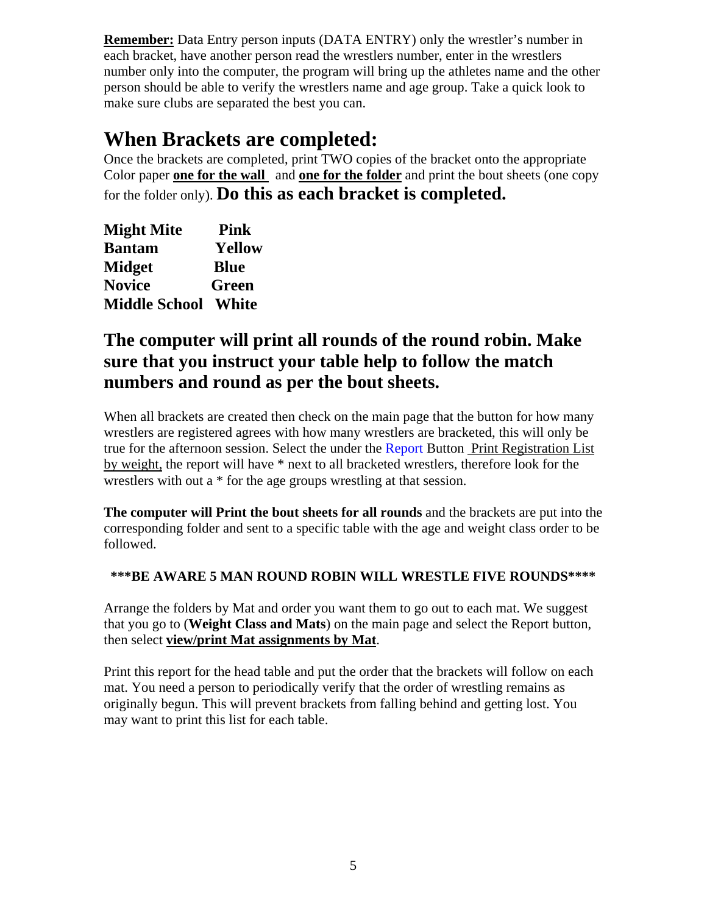**Remember:** Data Entry person inputs (DATA ENTRY) only the wrestler's number in each bracket, have another person read the wrestlers number, enter in the wrestlers number only into the computer, the program will bring up the athletes name and the other person should be able to verify the wrestlers name and age group. Take a quick look to make sure clubs are separated the best you can.

# When Brackets are completed:

Once the brackets are completed, print TWO copies of the bracket onto the appropriate Color paper **one for the wall** and **one for the folder** and print the bout sheets (one copy for the folder only). **Do this as each bracket is completed.**

| | |
|---|---|
| **Might Mite** | **Pink** |
| **Bantam** | **Yellow** |
| **Midget** | **Blue** |
| **Novice** | **Green** |
| **Middle School** | **White** |

## The computer will print all rounds of the round robin. Make sure that you instruct your table help to follow the match numbers and round as per the bout sheets.

When all brackets are created then check on the main page that the button for how many wrestlers are registered agrees with how many wrestlers are bracketed, this will only be true for the afternoon session. Select the under the Report Button Print Registration List by weight, the report will have * next to all bracketed wrestlers, therefore look for the wrestlers with out a * for the age groups wrestling at that session.

**The computer will Print the bout sheets for all rounds** and the brackets are put into the corresponding folder and sent to a specific table with the age and weight class order to be followed.

**\*\*\*BE AWARE 5 MAN ROUND ROBIN WILL WRESTLE FIVE ROUNDS\*\*\*\***

Arrange the folders by Mat and order you want them to go out to each mat. We suggest that you go to (**Weight Class and Mats**) on the main page and select the Report button, then select **view/print Mat assignments by Mat**.

Print this report for the head table and put the order that the brackets will follow on each mat. You need a person to periodically verify that the order of wrestling remains as originally begun. This will prevent brackets from falling behind and getting lost. You may want to print this list for each table.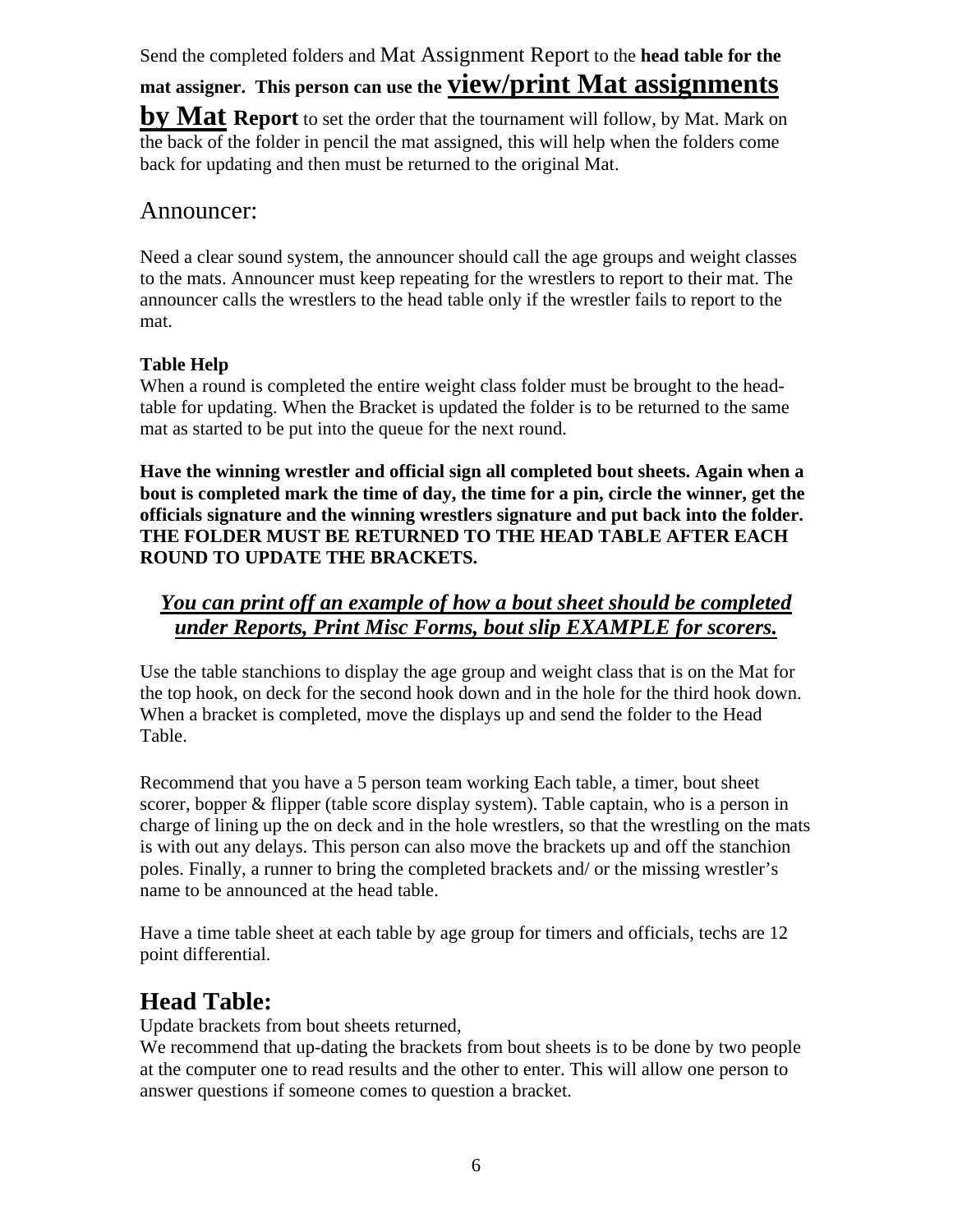Send the completed folders and Mat Assignment Report to the **head table for the mat assigner. This person can use the view/print Mat assignments by Mat Report** to set the order that the tournament will follow, by Mat. Mark on the back of the folder in pencil the mat assigned, this will help when the folders come back for updating and then must be returned to the original Mat.

## Announcer:

Need a clear sound system, the announcer should call the age groups and weight classes to the mats. Announcer must keep repeating for the wrestlers to report to their mat. The announcer calls the wrestlers to the head table only if the wrestler fails to report to the mat.

**Table Help**

When a round is completed the entire weight class folder must be brought to the head-table for updating. When the Bracket is updated the folder is to be returned to the same mat as started to be put into the queue for the next round.

**Have the winning wrestler and official sign all completed bout sheets. Again when a bout is completed mark the time of day, the time for a pin, circle the winner, get the officials signature and the winning wrestlers signature and put back into the folder. THE FOLDER MUST BE RETURNED TO THE HEAD TABLE AFTER EACH ROUND TO UPDATE THE BRACKETS.**

***You can print off an example of how a bout sheet should be completed under Reports, Print Misc Forms, bout slip EXAMPLE for scorers.***

Use the table stanchions to display the age group and weight class that is on the Mat for the top hook, on deck for the second hook down and in the hole for the third hook down. When a bracket is completed, move the displays up and send the folder to the Head Table.

Recommend that you have a 5 person team working Each table, a timer, bout sheet scorer, bopper & flipper (table score display system). Table captain, who is a person in charge of lining up the on deck and in the hole wrestlers, so that the wrestling on the mats is with out any delays. This person can also move the brackets up and off the stanchion poles. Finally, a runner to bring the completed brackets and/ or the missing wrestler's name to be announced at the head table.

Have a time table sheet at each table by age group for timers and officials, techs are 12 point differential.

## Head Table:

Update brackets from bout sheets returned,

We recommend that up-dating the brackets from bout sheets is to be done by two people at the computer one to read results and the other to enter. This will allow one person to answer questions if someone comes to question a bracket.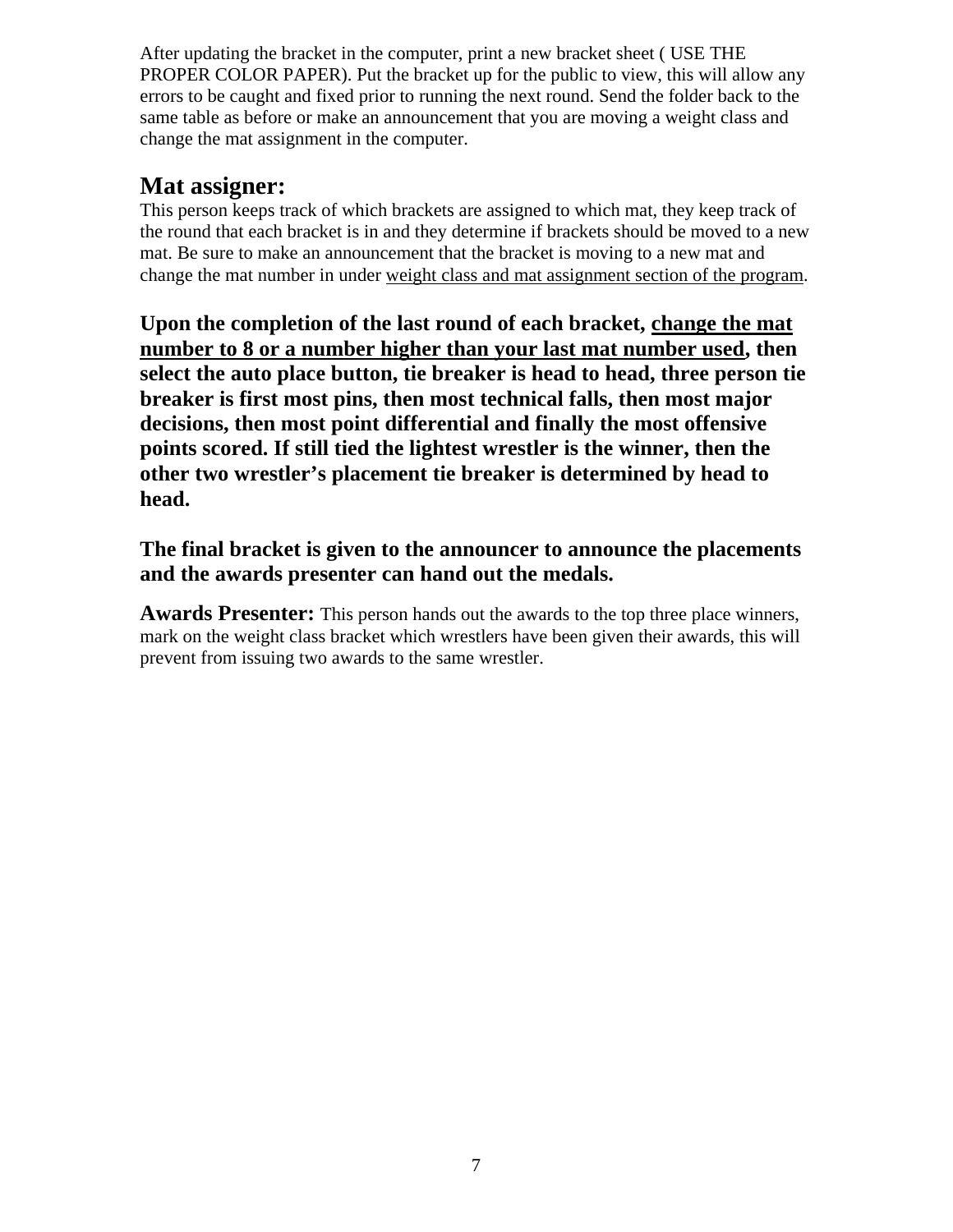After updating the bracket in the computer, print a new bracket sheet ( USE THE PROPER COLOR PAPER). Put the bracket up for the public to view, this will allow any errors to be caught and fixed prior to running the next round. Send the folder back to the same table as before or make an announcement that you are moving a weight class and change the mat assignment in the computer.

## Mat assigner:

This person keeps track of which brackets are assigned to which mat, they keep track of the round that each bracket is in and they determine if brackets should be moved to a new mat. Be sure to make an announcement that the bracket is moving to a new mat and change the mat number in under <u>weight class and mat assignment section of the program</u>.

**Upon the completion of the last round of each bracket, <u>change the mat number to 8 or a number higher than your last mat number used</u>, then select the auto place button, tie breaker is head to head, three person tie breaker is first most pins, then most technical falls, then most major decisions, then most point differential and finally the most offensive points scored. If still tied the lightest wrestler is the winner, then the other two wrestler's placement tie breaker is determined by head to head.**

**The final bracket is given to the announcer to announce the placements and the awards presenter can hand out the medals.**

**Awards Presenter:** This person hands out the awards to the top three place winners, mark on the weight class bracket which wrestlers have been given their awards, this will prevent from issuing two awards to the same wrestler.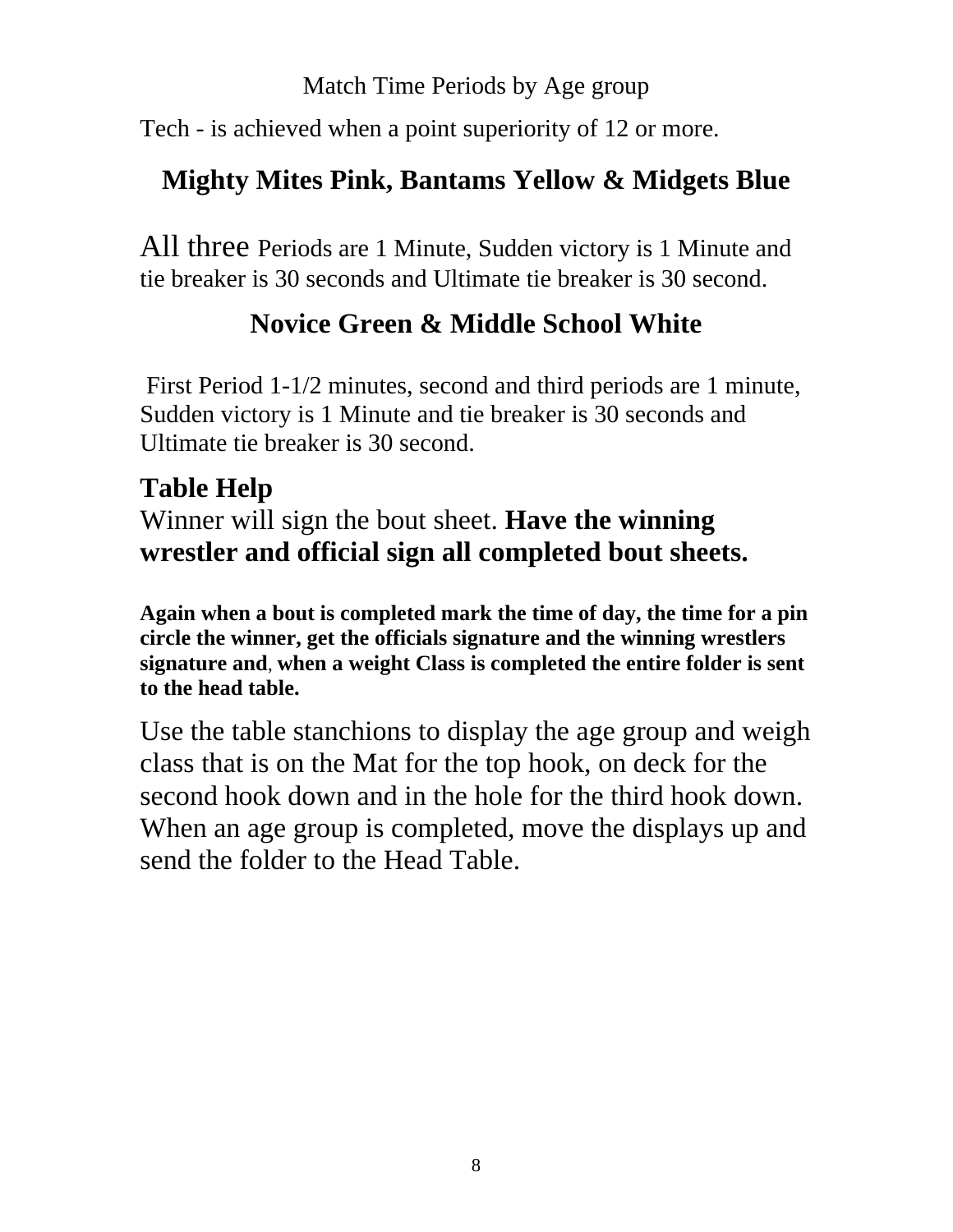Match Time Periods by Age group

Tech - is achieved when a point superiority of 12 or more.

## Mighty Mites Pink, Bantams Yellow & Midgets Blue

All three Periods are 1 Minute, Sudden victory is 1 Minute and tie breaker is 30 seconds and Ultimate tie breaker is 30 second.

## Novice Green & Middle School White

First Period 1-1/2 minutes, second and third periods are 1 minute, Sudden victory is 1 Minute and tie breaker is 30 seconds and Ultimate tie breaker is 30 second.

## Table Help

Winner will sign the bout sheet. **Have the winning wrestler and official sign all completed bout sheets.**

**Again when a bout is completed mark the time of day, the time for a pin circle the winner, get the officials signature and the winning wrestlers signature and, when a weight Class is completed the entire folder is sent to the head table.**

Use the table stanchions to display the age group and weigh class that is on the Mat for the top hook, on deck for the second hook down and in the hole for the third hook down. When an age group is completed, move the displays up and send the folder to the Head Table.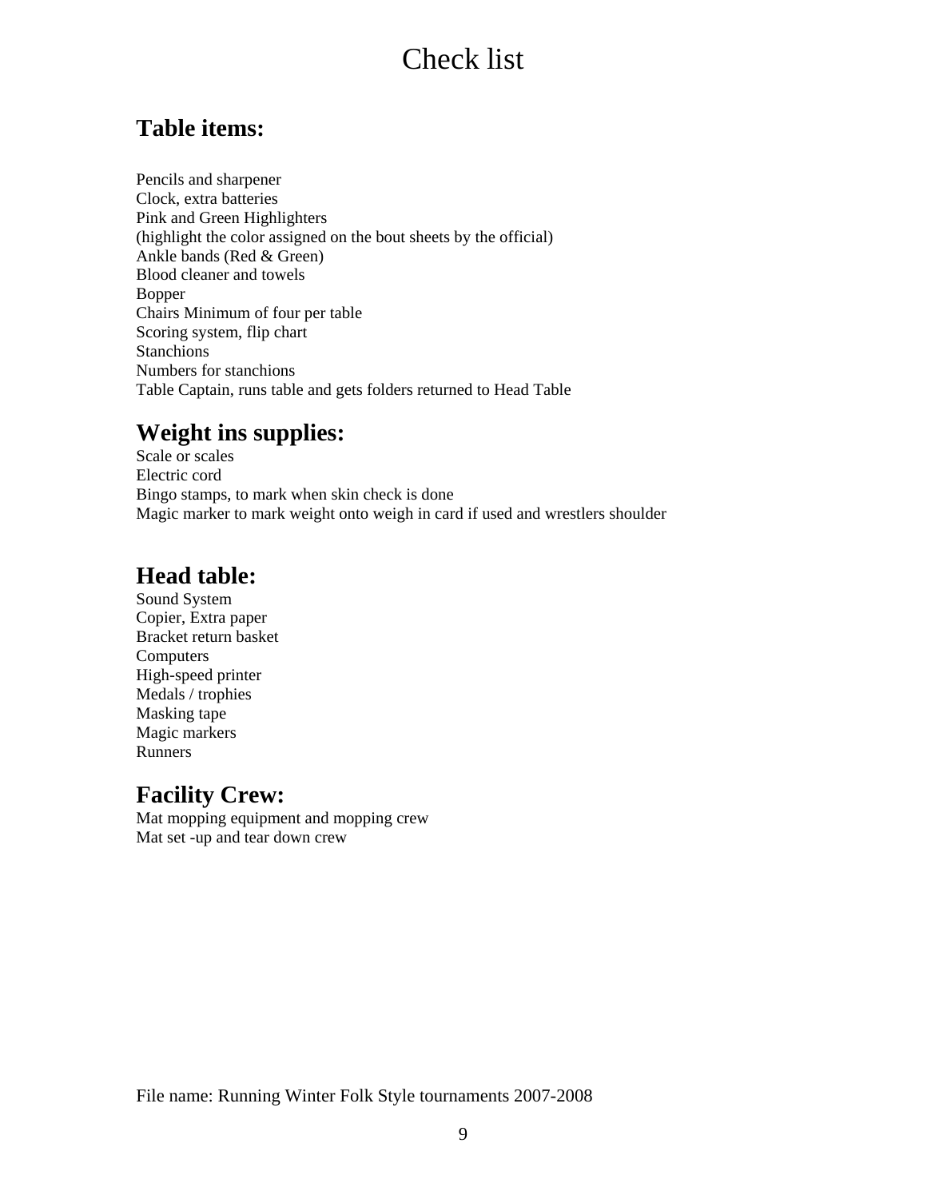# Check list

## Table items:

Pencils and sharpener
Clock, extra batteries
Pink and Green Highlighters
(highlight the color assigned on the bout sheets by the official)
Ankle bands (Red & Green)
Blood cleaner and towels
Bopper
Chairs Minimum of four per table
Scoring system, flip chart
Stanchions
Numbers for stanchions
Table Captain, runs table and gets folders returned to Head Table

## Weight ins supplies:

Scale or scales
Electric cord
Bingo stamps, to mark when skin check is done
Magic marker to mark weight onto weigh in card if used and wrestlers shoulder

## Head table:

Sound System
Copier, Extra paper
Bracket return basket
Computers
High-speed printer
Medals / trophies
Masking tape
Magic markers
Runners

## Facility Crew:

Mat mopping equipment and mopping crew
Mat set -up and tear down crew

File name: Running Winter Folk Style tournaments 2007-2008